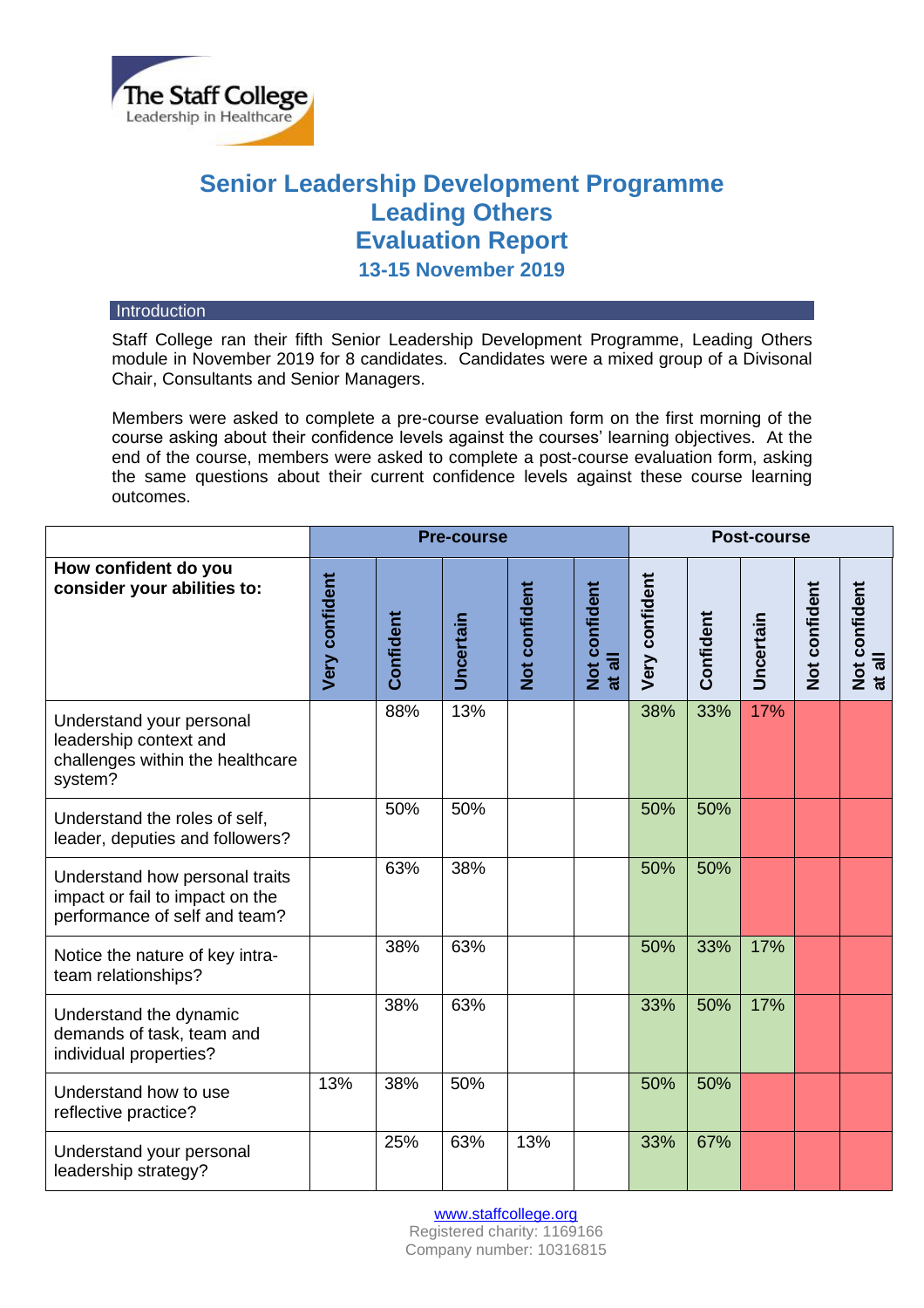The Staff College
Leadership in Healthcare

# Senior Leadership Development Programme
# Leading Others
# Evaluation Report
## 13-15 November 2019

### Introduction

Staff College ran their fifth Senior Leadership Development Programme, Leading Others module in November 2019 for 8 candidates. Candidates were a mixed group of a Divisonal Chair, Consultants and Senior Managers.

Members were asked to complete a pre-course evaluation form on the first morning of the course asking about their confidence levels against the courses' learning objectives. At the end of the course, members were asked to complete a post-course evaluation form, asking the same questions about their current confidence levels against these course learning outcomes.

| | Pre-course | | | | | Post-course | | | | |
|---|---|---|---|---|---|---|---|---|---|---|
| **How confident do you consider your abilities to:** | **Very confident** | **Confident** | **Uncertain** | **Not confident** | **Not confident at all** | **Very confident** | **Confident** | **Uncertain** | **Not confident** | **Not confident at all** |
| Understand your personal leadership context and challenges within the healthcare system? | | 88% | 13% | | | 38% | 33% | 17% | | |
| Understand the roles of self, leader, deputies and followers? | | 50% | 50% | | | 50% | 50% | | | |
| Understand how personal traits impact or fail to impact on the performance of self and team? | | 63% | 38% | | | 50% | 50% | | | |
| Notice the nature of key intra-team relationships? | | 38% | 63% | | | 50% | 33% | 17% | | |
| Understand the dynamic demands of task, team and individual properties? | | 38% | 63% | | | 33% | 50% | 17% | | |
| Understand how to use reflective practice? | 13% | 38% | 50% | | | 50% | 50% | | | |
| Understand your personal leadership strategy? | | 25% | 63% | 13% | | 33% | 67% | | | |

www.staffcollege.org
Registered charity: 1169166
Company number: 10316815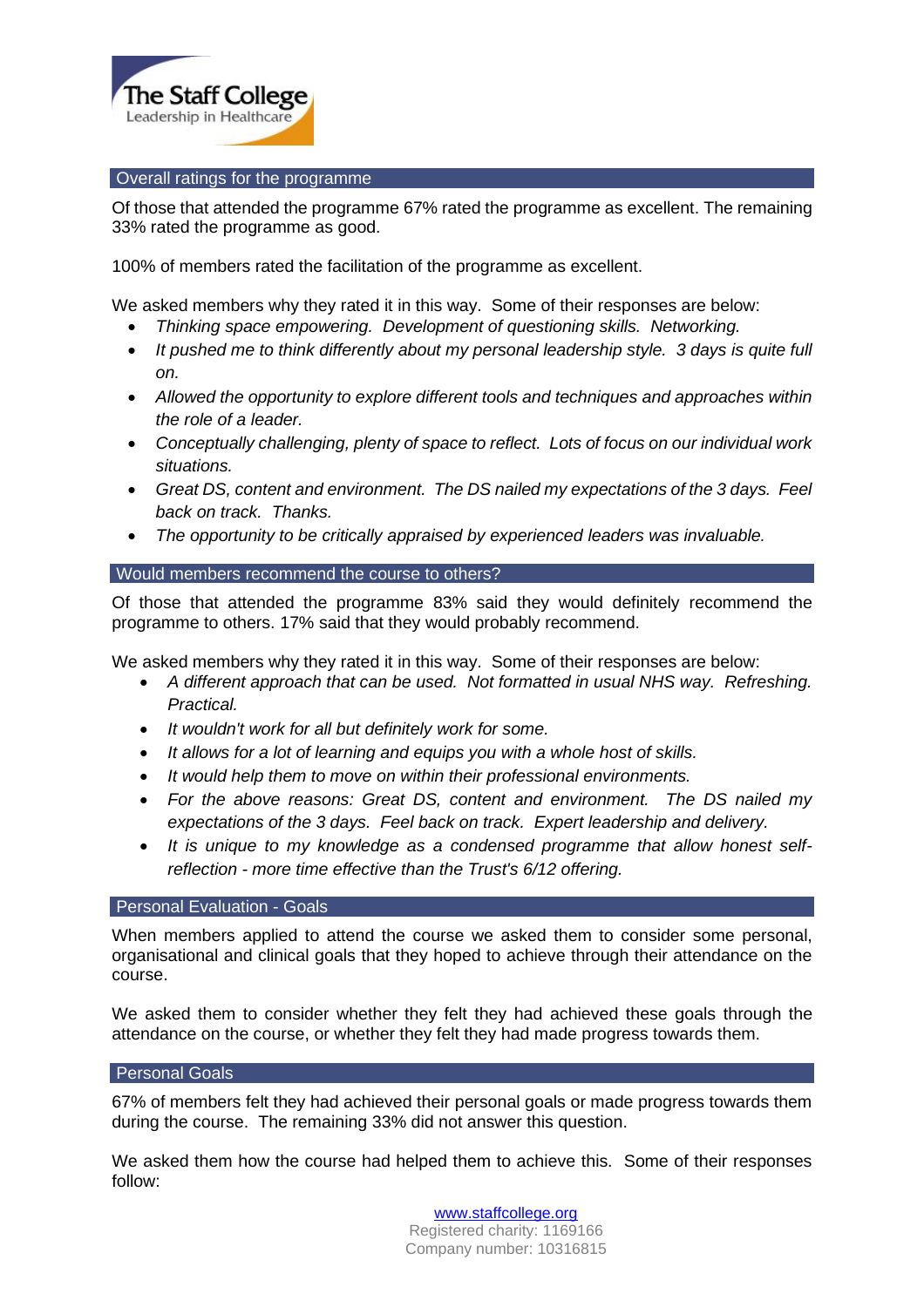## Overall ratings for the programme

Of those that attended the programme 67% rated the programme as excellent. The remaining 33% rated the programme as good.

100% of members rated the facilitation of the programme as excellent.

We asked members why they rated it in this way. Some of their responses are below:

- *Thinking space empowering. Development of questioning skills. Networking.*
- *It pushed me to think differently about my personal leadership style. 3 days is quite full on.*
- *Allowed the opportunity to explore different tools and techniques and approaches within the role of a leader.*
- *Conceptually challenging, plenty of space to reflect. Lots of focus on our individual work situations.*
- *Great DS, content and environment. The DS nailed my expectations of the 3 days. Feel back on track. Thanks.*
- *The opportunity to be critically appraised by experienced leaders was invaluable.*

## Would members recommend the course to others?

Of those that attended the programme 83% said they would definitely recommend the programme to others. 17% said that they would probably recommend.

We asked members why they rated it in this way. Some of their responses are below:

- *A different approach that can be used. Not formatted in usual NHS way. Refreshing. Practical.*
- *It wouldn't work for all but definitely work for some.*
- *It allows for a lot of learning and equips you with a whole host of skills.*
- *It would help them to move on within their professional environments.*
- *For the above reasons: Great DS, content and environment. The DS nailed my expectations of the 3 days. Feel back on track. Expert leadership and delivery.*
- *It is unique to my knowledge as a condensed programme that allow honest self-reflection - more time effective than the Trust's 6/12 offering.*

## Personal Evaluation - Goals

When members applied to attend the course we asked them to consider some personal, organisational and clinical goals that they hoped to achieve through their attendance on the course.

We asked them to consider whether they felt they had achieved these goals through the attendance on the course, or whether they felt they had made progress towards them.

## Personal Goals

67% of members felt they had achieved their personal goals or made progress towards them during the course. The remaining 33% did not answer this question.

We asked them how the course had helped them to achieve this. Some of their responses follow: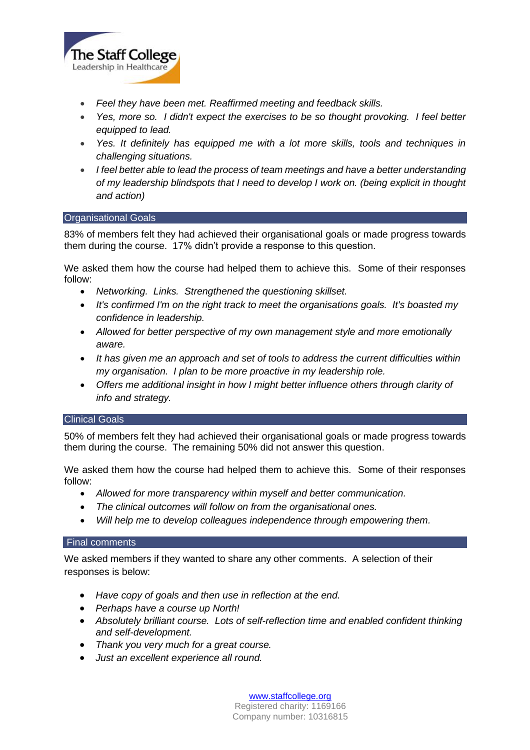- *Feel they have been met. Reaffirmed meeting and feedback skills.*
- *Yes, more so. I didn't expect the exercises to be so thought provoking. I feel better equipped to lead.*
- *Yes. It definitely has equipped me with a lot more skills, tools and techniques in challenging situations.*
- *I feel better able to lead the process of team meetings and have a better understanding of my leadership blindspots that I need to develop I work on. (being explicit in thought and action)*

## Organisational Goals

83% of members felt they had achieved their organisational goals or made progress towards them during the course. 17% didn't provide a response to this question.

We asked them how the course had helped them to achieve this. Some of their responses follow:

- *Networking. Links. Strengthened the questioning skillset.*
- *It's confirmed I'm on the right track to meet the organisations goals. It's boasted my confidence in leadership.*
- *Allowed for better perspective of my own management style and more emotionally aware.*
- *It has given me an approach and set of tools to address the current difficulties within my organisation. I plan to be more proactive in my leadership role.*
- *Offers me additional insight in how I might better influence others through clarity of info and strategy.*

## Clinical Goals

50% of members felt they had achieved their organisational goals or made progress towards them during the course. The remaining 50% did not answer this question.

We asked them how the course had helped them to achieve this. Some of their responses follow:

- *Allowed for more transparency within myself and better communication.*
- *The clinical outcomes will follow on from the organisational ones.*
- *Will help me to develop colleagues independence through empowering them.*

## Final comments

We asked members if they wanted to share any other comments. A selection of their responses is below:

- *Have copy of goals and then use in reflection at the end.*
- *Perhaps have a course up North!*
- *Absolutely brilliant course. Lots of self-reflection time and enabled confident thinking and self-development.*
- *Thank you very much for a great course.*
- *Just an excellent experience all round.*